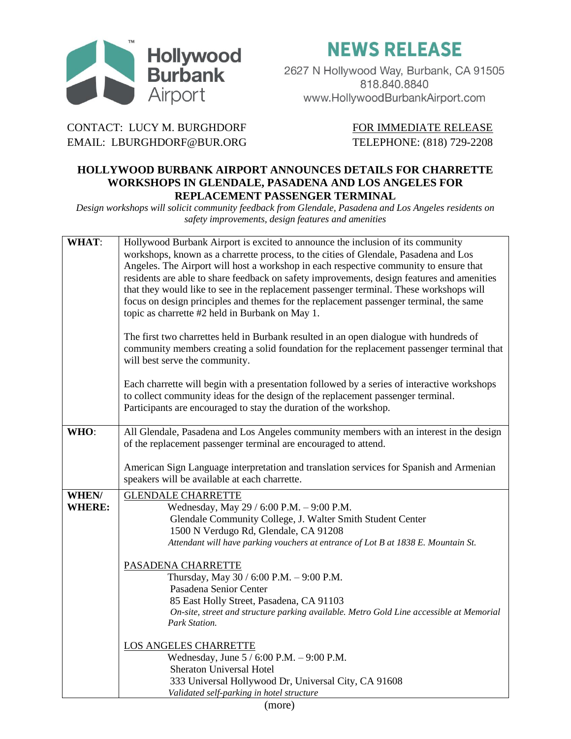Hollywood Burbank Airport

# NEWS RELEASE

2627 N Hollywood Way, Burbank, CA 91505
818.840.8840
www.HollywoodBurbankAirport.com

CONTACT: LUCY M. BURGHDORF
EMAIL: LBURGHDORF@BUR.ORG

FOR IMMEDIATE RELEASE
TELEPHONE: (818) 729-2208

## HOLLYWOOD BURBANK AIRPORT ANNOUNCES DETAILS FOR CHARRETTE WORKSHOPS IN GLENDALE, PASADENA AND LOS ANGELES FOR REPLACEMENT PASSENGER TERMINAL

*Design workshops will solicit community feedback from Glendale, Pasadena and Los Angeles residents on safety improvements, design features and amenities*

| | |
|---|---|
| **WHAT**: | Hollywood Burbank Airport is excited to announce the inclusion of its community workshops, known as a charrette process, to the cities of Glendale, Pasadena and Los Angeles. The Airport will host a workshop in each respective community to ensure that residents are able to share feedback on safety improvements, design features and amenities that they would like to see in the replacement passenger terminal. These workshops will focus on design principles and themes for the replacement passenger terminal, the same topic as charrette #2 held in Burbank on May 1.<br><br>The first two charrettes held in Burbank resulted in an open dialogue with hundreds of community members creating a solid foundation for the replacement passenger terminal that will best serve the community.<br><br>Each charrette will begin with a presentation followed by a series of interactive workshops to collect community ideas for the design of the replacement passenger terminal. Participants are encouraged to stay the duration of the workshop. |
| **WHO**: | All Glendale, Pasadena and Los Angeles community members with an interest in the design of the replacement passenger terminal are encouraged to attend.<br><br>American Sign Language interpretation and translation services for Spanish and Armenian speakers will be available at each charrette. |
| **WHEN/ WHERE:** | GLENDALE CHARRETTE<br>Wednesday, May 29 / 6:00 P.M. – 9:00 P.M.<br>Glendale Community College, J. Walter Smith Student Center<br>1500 N Verdugo Rd, Glendale, CA 91208<br>*Attendant will have parking vouchers at entrance of Lot B at 1838 E. Mountain St.*<br><br>PASADENA CHARRETTE<br>Thursday, May 30 / 6:00 P.M. – 9:00 P.M.<br>Pasadena Senior Center<br>85 East Holly Street, Pasadena, CA 91103<br>*On-site, street and structure parking available. Metro Gold Line accessible at Memorial Park Station.*<br><br>LOS ANGELES CHARRETTE<br>Wednesday, June 5 / 6:00 P.M. – 9:00 P.M.<br>Sheraton Universal Hotel<br>333 Universal Hollywood Dr, Universal City, CA 91608<br>*Validated self-parking in hotel structure* |

(more)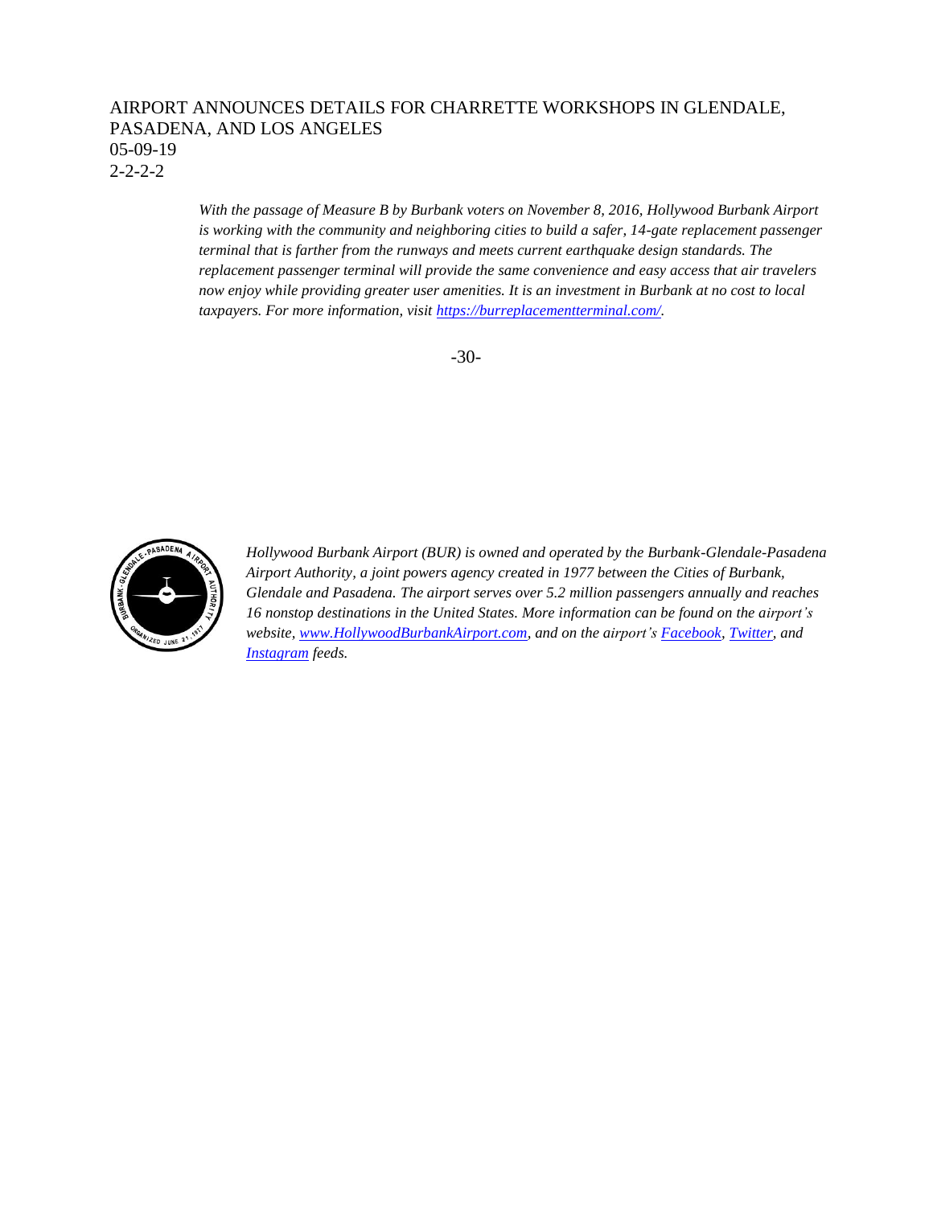*With the passage of Measure B by Burbank voters on November 8, 2016, Hollywood Burbank Airport is working with the community and neighboring cities to build a safer, 14-gate replacement passenger terminal that is farther from the runways and meets current earthquake design standards. The replacement passenger terminal will provide the same convenience and easy access that air travelers now enjoy while providing greater user amenities. It is an investment in Burbank at no cost to local taxpayers. For more information, visit [https://burreplacementterminal.com/](https://burreplacementterminal.com/).*

-30-

*Hollywood Burbank Airport (BUR) is owned and operated by the Burbank-Glendale-Pasadena Airport Authority, a joint powers agency created in 1977 between the Cities of Burbank, Glendale and Pasadena. The airport serves over 5.2 million passengers annually and reaches 16 nonstop destinations in the United States. More information can be found on the airport's website, [www.HollywoodBurbankAirport.com](http://www.HollywoodBurbankAirport.com), and on the airport's Facebook, Twitter, and Instagram feeds.*